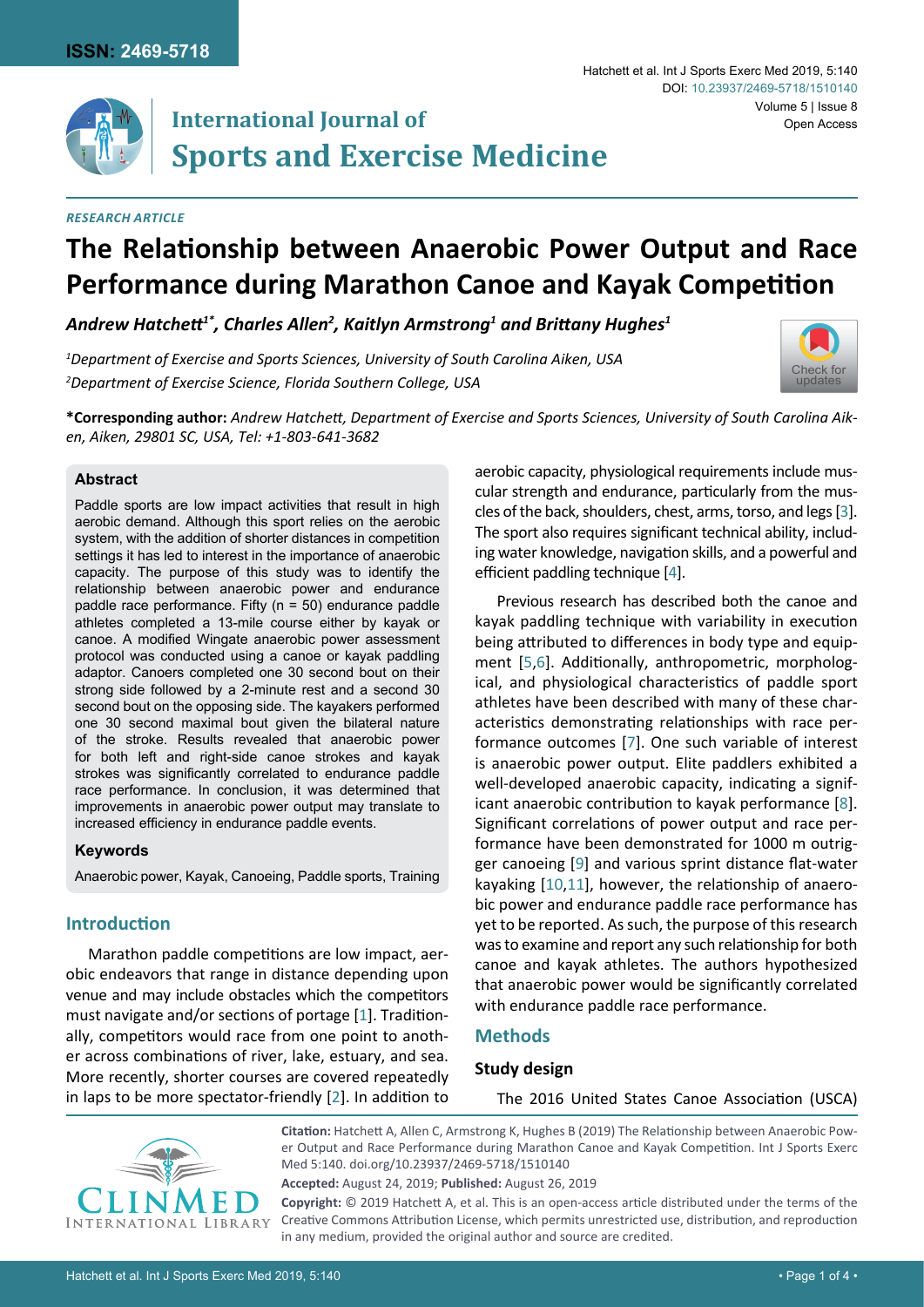*RESEARCH ARTICLE*

# The Relationship between Anaerobic Power Output and Race Performance during Marathon Canoe and Kayak Competition

***Andrew Hatchett[1*], Charles Allen[2], Kaitlyn Armstrong[1] and Brittany Hughes[1]***

*[1]Department of Exercise and Sports Sciences, University of South Carolina Aiken, USA*

*[2]Department of Exercise Science, Florida Southern College, USA*

**\*Corresponding author:** *Andrew Hatchett, Department of Exercise and Sports Sciences, University of South Carolina Aiken, Aiken, 29801 SC, USA, Tel: +1-803-641-3682*

### Abstract

Paddle sports are low impact activities that result in high aerobic demand. Although this sport relies on the aerobic system, with the addition of shorter distances in competition settings it has led to interest in the importance of anaerobic capacity. The purpose of this study was to identify the relationship between anaerobic power and endurance paddle race performance. Fifty (n = 50) endurance paddle athletes completed a 13-mile course either by kayak or canoe. A modified Wingate anaerobic power assessment protocol was conducted using a canoe or kayak paddling adaptor. Canoers completed one 30 second bout on their strong side followed by a 2-minute rest and a second 30 second bout on the opposing side. The kayakers performed one 30 second maximal bout given the bilateral nature of the stroke. Results revealed that anaerobic power for both left and right-side canoe strokes and kayak strokes was significantly correlated to endurance paddle race performance. In conclusion, it was determined that improvements in anaerobic power output may translate to increased efficiency in endurance paddle events.

### Keywords

Anaerobic power, Kayak, Canoeing, Paddle sports, Training

## Introduction

Marathon paddle competitions are low impact, aerobic endeavors that range in distance depending upon venue and may include obstacles which the competitors must navigate and/or sections of portage [1]. Traditionally, competitors would race from one point to another across combinations of river, lake, estuary, and sea. More recently, shorter courses are covered repeatedly in laps to be more spectator-friendly [2]. In addition to aerobic capacity, physiological requirements include muscular strength and endurance, particularly from the muscles of the back, shoulders, chest, arms, torso, and legs [3]. The sport also requires significant technical ability, including water knowledge, navigation skills, and a powerful and efficient paddling technique [4].

Previous research has described both the canoe and kayak paddling technique with variability in execution being attributed to differences in body type and equipment [5,6]. Additionally, anthropometric, morphological, and physiological characteristics of paddle sport athletes have been described with many of these characteristics demonstrating relationships with race performance outcomes [7]. One such variable of interest is anaerobic power output. Elite paddlers exhibited a well-developed anaerobic capacity, indicating a significant anaerobic contribution to kayak performance [8]. Significant correlations of power output and race performance have been demonstrated for 1000 m outrigger canoeing [9] and various sprint distance flat-water kayaking [10,11], however, the relationship of anaerobic power and endurance paddle race performance has yet to be reported. As such, the purpose of this research was to examine and report any such relationship for both canoe and kayak athletes. The authors hypothesized that anaerobic power would be significantly correlated with endurance paddle race performance.

## Methods

### Study design

The 2016 United States Canoe Association (USCA)

**Citation:** Hatchett A, Allen C, Armstrong K, Hughes B (2019) The Relationship between Anaerobic Power Output and Race Performance during Marathon Canoe and Kayak Competition. Int J Sports Exerc Med 5:140. doi.org/10.23937/2469-5718/1510140

**Accepted:** August 24, 2019; **Published:** August 26, 2019

**Copyright:** © 2019 Hatchett A, et al. This is an open-access article distributed under the terms of the Creative Commons Attribution License, which permits unrestricted use, distribution, and reproduction in any medium, provided the original author and source are credited.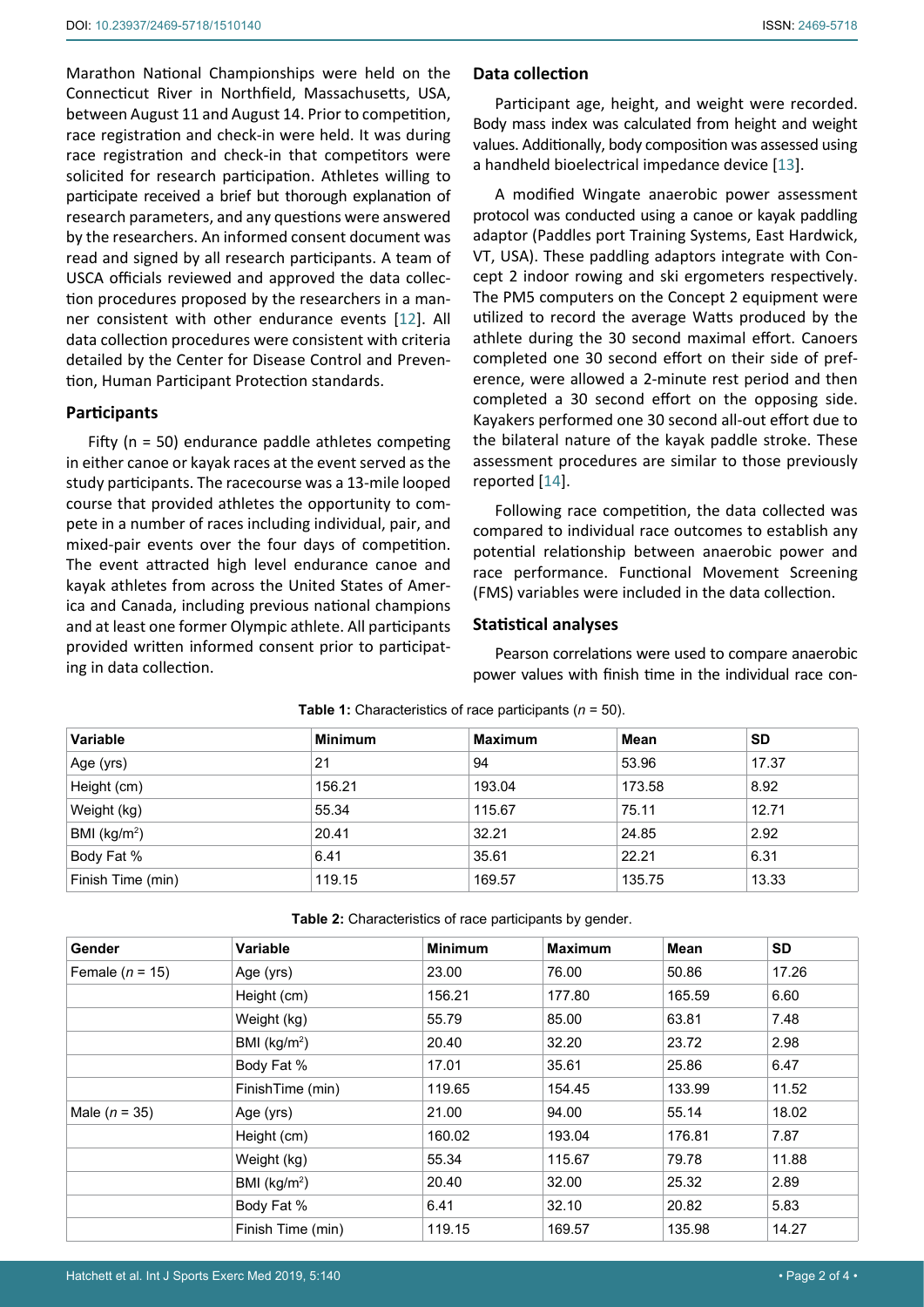Marathon National Championships were held on the Connecticut River in Northfield, Massachusetts, USA, between August 11 and August 14. Prior to competition, race registration and check-in were held. It was during race registration and check-in that competitors were solicited for research participation. Athletes willing to participate received a brief but thorough explanation of research parameters, and any questions were answered by the researchers. An informed consent document was read and signed by all research participants. A team of USCA officials reviewed and approved the data collection procedures proposed by the researchers in a manner consistent with other endurance events [12]. All data collection procedures were consistent with criteria detailed by the Center for Disease Control and Prevention, Human Participant Protection standards.

### Participants

Fifty (n = 50) endurance paddle athletes competing in either canoe or kayak races at the event served as the study participants. The racecourse was a 13-mile looped course that provided athletes the opportunity to compete in a number of races including individual, pair, and mixed-pair events over the four days of competition. The event attracted high level endurance canoe and kayak athletes from across the United States of America and Canada, including previous national champions and at least one former Olympic athlete. All participants provided written informed consent prior to participating in data collection.

### Data collection

Participant age, height, and weight were recorded. Body mass index was calculated from height and weight values. Additionally, body composition was assessed using a handheld bioelectrical impedance device [13].

A modified Wingate anaerobic power assessment protocol was conducted using a canoe or kayak paddling adaptor (Paddles port Training Systems, East Hardwick, VT, USA). These paddling adaptors integrate with Concept 2 indoor rowing and ski ergometers respectively. The PM5 computers on the Concept 2 equipment were utilized to record the average Watts produced by the athlete during the 30 second maximal effort. Canoers completed one 30 second effort on their side of preference, were allowed a 2-minute rest period and then completed a 30 second effort on the opposing side. Kayakers performed one 30 second all-out effort due to the bilateral nature of the kayak paddle stroke. These assessment procedures are similar to those previously reported [14].

Following race competition, the data collected was compared to individual race outcomes to establish any potential relationship between anaerobic power and race performance. Functional Movement Screening (FMS) variables were included in the data collection.

### Statistical analyses

Pearson correlations were used to compare anaerobic power values with finish time in the individual race con-

**Table 1:** Characteristics of race participants (*n* = 50).

| Variable | Minimum | Maximum | Mean | SD |
|---|---|---|---|---|
| Age (yrs) | 21 | 94 | 53.96 | 17.37 |
| Height (cm) | 156.21 | 193.04 | 173.58 | 8.92 |
| Weight (kg) | 55.34 | 115.67 | 75.11 | 12.71 |
| BMI (kg/m$^2$) | 20.41 | 32.21 | 24.85 | 2.92 |
| Body Fat % | 6.41 | 35.61 | 22.21 | 6.31 |
| Finish Time (min) | 119.15 | 169.57 | 135.75 | 13.33 |

**Table 2:** Characteristics of race participants by gender.

| Gender | Variable | Minimum | Maximum | Mean | SD |
|---|---|---|---|---|---|
| Female (*n* = 15) | Age (yrs) | 23.00 | 76.00 | 50.86 | 17.26 |
| | Height (cm) | 156.21 | 177.80 | 165.59 | 6.60 |
| | Weight (kg) | 55.79 | 85.00 | 63.81 | 7.48 |
| | BMI (kg/m$^2$) | 20.40 | 32.20 | 23.72 | 2.98 |
| | Body Fat % | 17.01 | 35.61 | 25.86 | 6.47 |
| | FinishTime (min) | 119.65 | 154.45 | 133.99 | 11.52 |
| Male (*n* = 35) | Age (yrs) | 21.00 | 94.00 | 55.14 | 18.02 |
| | Height (cm) | 160.02 | 193.04 | 176.81 | 7.87 |
| | Weight (kg) | 55.34 | 115.67 | 79.78 | 11.88 |
| | BMI (kg/m$^2$) | 20.40 | 32.00 | 25.32 | 2.89 |
| | Body Fat % | 6.41 | 32.10 | 20.82 | 5.83 |
| | Finish Time (min) | 119.15 | 169.57 | 135.98 | 14.27 |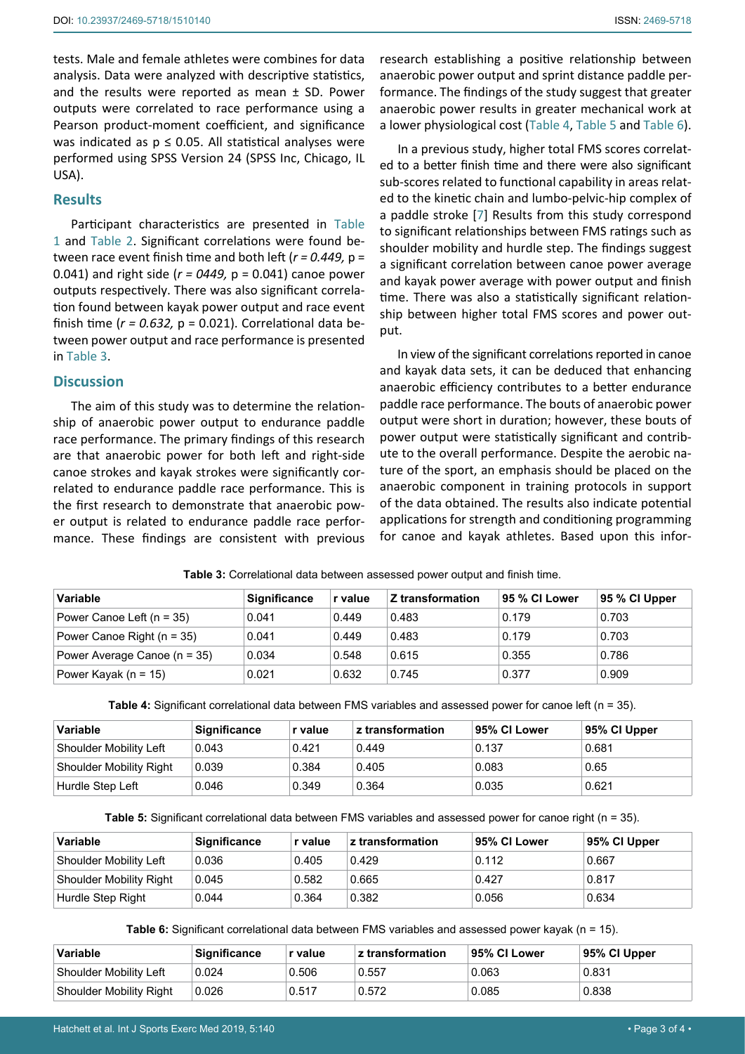tests. Male and female athletes were combines for data analysis. Data were analyzed with descriptive statistics, and the results were reported as mean ± SD. Power outputs were correlated to race performance using a Pearson product-moment coefficient, and significance was indicated as $p \leq 0.05$. All statistical analyses were performed using SPSS Version 24 (SPSS Inc, Chicago, IL USA).

## Results

Participant characteristics are presented in Table 1 and Table 2. Significant correlations were found between race event finish time and both left ($r = 0.449$, p = 0.041) and right side ($r = 0449$, p = 0.041) canoe power outputs respectively. There was also significant correlation found between kayak power output and race event finish time ($r = 0.632$, p = 0.021). Correlational data between power output and race performance is presented in Table 3.

## Discussion

The aim of this study was to determine the relationship of anaerobic power output to endurance paddle race performance. The primary findings of this research are that anaerobic power for both left and right-side canoe strokes and kayak strokes were significantly correlated to endurance paddle race performance. This is the first research to demonstrate that anaerobic power output is related to endurance paddle race performance. These findings are consistent with previous research establishing a positive relationship between anaerobic power output and sprint distance paddle performance. The findings of the study suggest that greater anaerobic power results in greater mechanical work at a lower physiological cost (Table 4, Table 5 and Table 6).

In a previous study, higher total FMS scores correlated to a better finish time and there were also significant sub-scores related to functional capability in areas related to the kinetic chain and lumbo-pelvic-hip complex of a paddle stroke [7] Results from this study correspond to significant relationships between FMS ratings such as shoulder mobility and hurdle step. The findings suggest a significant correlation between canoe power average and kayak power average with power output and finish time. There was also a statistically significant relationship between higher total FMS scores and power output.

In view of the significant correlations reported in canoe and kayak data sets, it can be deduced that enhancing anaerobic efficiency contributes to a better endurance paddle race performance. The bouts of anaerobic power output were short in duration; however, these bouts of power output were statistically significant and contribute to the overall performance. Despite the aerobic nature of the sport, an emphasis should be placed on the anaerobic component in training protocols in support of the data obtained. The results also indicate potential applications for strength and conditioning programming for canoe and kayak athletes. Based upon this infor-

**Table 3:** Correlational data between assessed power output and finish time.

| Variable | Significance | r value | Z transformation | 95 % CI Lower | 95 % CI Upper |
|---|---|---|---|---|---|
| Power Canoe Left (n = 35) | 0.041 | 0.449 | 0.483 | 0.179 | 0.703 |
| Power Canoe Right (n = 35) | 0.041 | 0.449 | 0.483 | 0.179 | 0.703 |
| Power Average Canoe (n = 35) | 0.034 | 0.548 | 0.615 | 0.355 | 0.786 |
| Power Kayak (n = 15) | 0.021 | 0.632 | 0.745 | 0.377 | 0.909 |

**Table 4:** Significant correlational data between FMS variables and assessed power for canoe left (n = 35).

| Variable | Significance | r value | z transformation | 95% CI Lower | 95% CI Upper |
|---|---|---|---|---|---|
| Shoulder Mobility Left | 0.043 | 0.421 | 0.449 | 0.137 | 0.681 |
| Shoulder Mobility Right | 0.039 | 0.384 | 0.405 | 0.083 | 0.65 |
| Hurdle Step Left | 0.046 | 0.349 | 0.364 | 0.035 | 0.621 |

**Table 5:** Significant correlational data between FMS variables and assessed power for canoe right (n = 35).

| Variable | Significance | r value | z transformation | 95% CI Lower | 95% CI Upper |
|---|---|---|---|---|---|
| Shoulder Mobility Left | 0.036 | 0.405 | 0.429 | 0.112 | 0.667 |
| Shoulder Mobility Right | 0.045 | 0.582 | 0.665 | 0.427 | 0.817 |
| Hurdle Step Right | 0.044 | 0.364 | 0.382 | 0.056 | 0.634 |

**Table 6:** Significant correlational data between FMS variables and assessed power kayak (n = 15).

| Variable | Significance | r value | z transformation | 95% CI Lower | 95% CI Upper |
|---|---|---|---|---|---|
| Shoulder Mobility Left | 0.024 | 0.506 | 0.557 | 0.063 | 0.831 |
| Shoulder Mobility Right | 0.026 | 0.517 | 0.572 | 0.085 | 0.838 |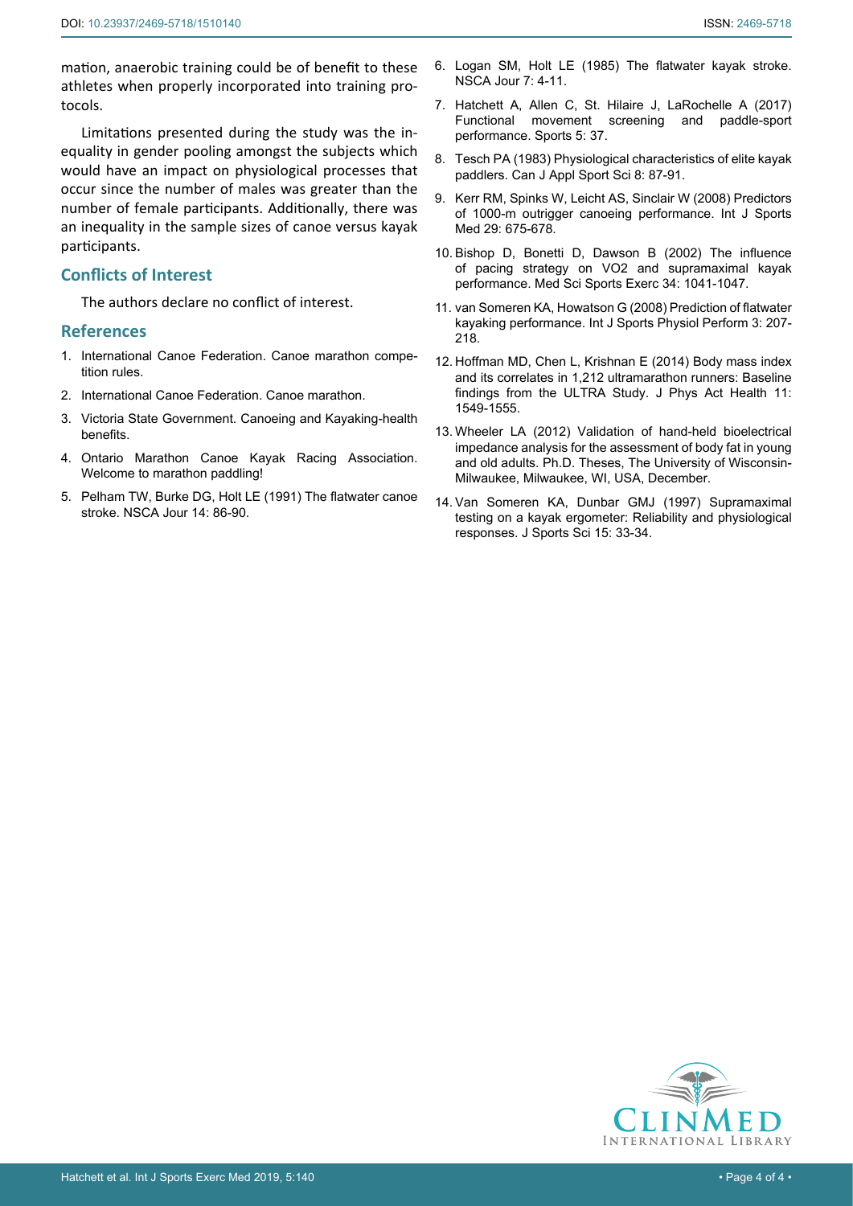mation, anaerobic training could be of benefit to these athletes when properly incorporated into training protocols.

Limitations presented during the study was the inequality in gender pooling amongst the subjects which would have an impact on physiological processes that occur since the number of males was greater than the number of female participants. Additionally, there was an inequality in the sample sizes of canoe versus kayak participants.

## Conflicts of Interest

The authors declare no conflict of interest.

## References

1. International Canoe Federation. Canoe marathon competition rules.
2. International Canoe Federation. Canoe marathon.
3. Victoria State Government. Canoeing and Kayaking-health benefits.
4. Ontario Marathon Canoe Kayak Racing Association. Welcome to marathon paddling!
5. Pelham TW, Burke DG, Holt LE (1991) The flatwater canoe stroke. NSCA Jour 14: 86-90.
6. Logan SM, Holt LE (1985) The flatwater kayak stroke. NSCA Jour 7: 4-11.
7. Hatchett A, Allen C, St. Hilaire J, LaRochelle A (2017) Functional movement screening and paddle-sport performance. Sports 5: 37.
8. Tesch PA (1983) Physiological characteristics of elite kayak paddlers. Can J Appl Sport Sci 8: 87-91.
9. Kerr RM, Spinks W, Leicht AS, Sinclair W (2008) Predictors of 1000-m outrigger canoeing performance. Int J Sports Med 29: 675-678.
10. Bishop D, Bonetti D, Dawson B (2002) The influence of pacing strategy on VO2 and supramaximal kayak performance. Med Sci Sports Exerc 34: 1041-1047.
11. van Someren KA, Howatson G (2008) Prediction of flatwater kayaking performance. Int J Sports Physiol Perform 3: 207-218.
12. Hoffman MD, Chen L, Krishnan E (2014) Body mass index and its correlates in 1,212 ultramarathon runners: Baseline findings from the ULTRA Study. J Phys Act Health 11: 1549-1555.
13. Wheeler LA (2012) Validation of hand-held bioelectrical impedance analysis for the assessment of body fat in young and old adults. Ph.D. Theses, The University of Wisconsin-Milwaukee, Milwaukee, WI, USA, December.
14. Van Someren KA, Dunbar GMJ (1997) Supramaximal testing on a kayak ergometer: Reliability and physiological responses. J Sports Sci 15: 33-34.